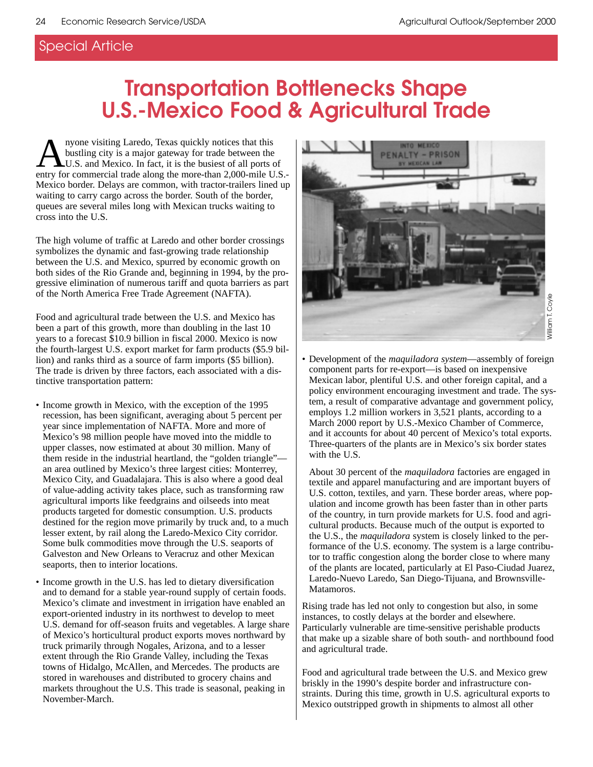Special Article

# Transportation Bottlenecks Shape U.S.-Mexico Food & Agricultural Trade

Anyone visiting Laredo, Texas quickly notices that this bustling city is a major gateway for trade between the U.S. and Mexico. In fact, it is the busiest of all ports of entry for commercial trade along the more-than 2,000-mile U.S.-Mexico border. Delays are common, with tractor-trailers lined up waiting to carry cargo across the border. South of the border, queues are several miles long with Mexican trucks waiting to cross into the U.S.

The high volume of traffic at Laredo and other border crossings symbolizes the dynamic and fast-growing trade relationship between the U.S. and Mexico, spurred by economic growth on both sides of the Rio Grande and, beginning in 1994, by the progressive elimination of numerous tariff and quota barriers as part of the North America Free Trade Agreement (NAFTA).

Food and agricultural trade between the U.S. and Mexico has been a part of this growth, more than doubling in the last 10 years to a forecast $10.9 billion in fiscal 2000. Mexico is now the fourth-largest U.S. export market for farm products ($5.9 billion) and ranks third as a source of farm imports ($5 billion). The trade is driven by three factors, each associated with a distinctive transportation pattern:

- Income growth in Mexico, with the exception of the 1995 recession, has been significant, averaging about 5 percent per year since implementation of NAFTA. More and more of Mexico's 98 million people have moved into the middle to upper classes, now estimated at about 30 million. Many of them reside in the industrial heartland, the "golden triangle"—an area outlined by Mexico's three largest cities: Monterrey, Mexico City, and Guadalajara. This is also where a good deal of value-adding activity takes place, such as transforming raw agricultural imports like feedgrains and oilseeds into meat products targeted for domestic consumption. U.S. products destined for the region move primarily by truck and, to a much lesser extent, by rail along the Laredo-Mexico City corridor. Some bulk commodities move through the U.S. seaports of Galveston and New Orleans to Veracruz and other Mexican seaports, then to interior locations.

- Income growth in the U.S. has led to dietary diversification and to demand for a stable year-round supply of certain foods. Mexico's climate and investment in irrigation have enabled an export-oriented industry in its northwest to develop to meet U.S. demand for off-season fruits and vegetables. A large share of Mexico's horticultural product exports moves northward by truck primarily through Nogales, Arizona, and to a lesser extent through the Rio Grande Valley, including the Texas towns of Hidalgo, McAllen, and Mercedes. The products are stored in warehouses and distributed to grocery chains and markets throughout the U.S. This trade is seasonal, peaking in November-March.

William T. Coyle

- Development of the *maquiladora system*—assembly of foreign component parts for re-export—is based on inexpensive Mexican labor, plentiful U.S. and other foreign capital, and a policy environment encouraging investment and trade. The system, a result of comparative advantage and government policy, employs 1.2 million workers in 3,521 plants, according to a March 2000 report by U.S.-Mexico Chamber of Commerce, and it accounts for about 40 percent of Mexico's total exports. Three-quarters of the plants are in Mexico's six border states with the U.S.

  About 30 percent of the *maquiladora* factories are engaged in textile and apparel manufacturing and are important buyers of U.S. cotton, textiles, and yarn. These border areas, where population and income growth has been faster than in other parts of the country, in turn provide markets for U.S. food and agricultural products. Because much of the output is exported to the U.S., the *maquiladora* system is closely linked to the performance of the U.S. economy. The system is a large contributor to traffic congestion along the border close to where many of the plants are located, particularly at El Paso-Ciudad Juarez, Laredo-Nuevo Laredo, San Diego-Tijuana, and Brownsville-Matamoros.

Rising trade has led not only to congestion but also, in some instances, to costly delays at the border and elsewhere. Particularly vulnerable are time-sensitive perishable products that make up a sizable share of both south- and northbound food and agricultural trade.

Food and agricultural trade between the U.S. and Mexico grew briskly in the 1990's despite border and infrastructure constraints. During this time, growth in U.S. agricultural exports to Mexico outstripped growth in shipments to almost all other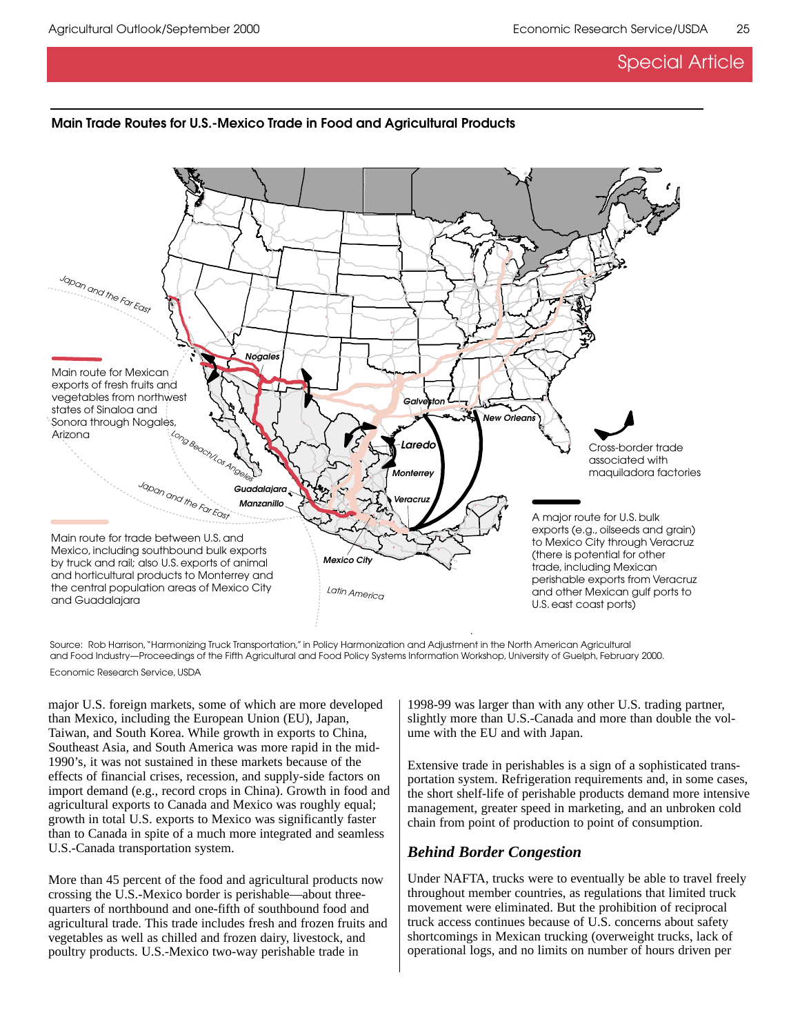**Main Trade Routes for U.S.-Mexico Trade in Food and Agricultural Products**

Main route for Mexican exports of fresh fruits and vegetables from northwest states of Sinaloa and Sonora through Nogales, Arizona

Main route for trade between U.S. and Mexico, including southbound bulk exports by truck and rail; also U.S. exports of animal and horticultural products to Monterrey and the central population areas of Mexico City and Guadalajara

Cross-border trade associated with maquiladora factories

A major route for U.S. bulk exports (e.g., oilseeds and grain) to Mexico City through Veracruz (there is potential for other trade, including Mexican perishable exports from Veracruz and other Mexican gulf ports to U.S. east coast ports)

Source: Rob Harrison, "Harmonizing Truck Transportation," in Policy Harmonization and Adjustment in the North American Agricultural and Food Industry—Proceedings of the Fifth Agricultural and Food Policy Systems Information Workshop, University of Guelph, February 2000.

Economic Research Service, USDA

major U.S. foreign markets, some of which are more developed than Mexico, including the European Union (EU), Japan, Taiwan, and South Korea. While growth in exports to China, Southeast Asia, and South America was more rapid in the mid-1990's, it was not sustained in these markets because of the effects of financial crises, recession, and supply-side factors on import demand (e.g., record crops in China). Growth in food and agricultural exports to Canada and Mexico was roughly equal; growth in total U.S. exports to Mexico was significantly faster than to Canada in spite of a much more integrated and seamless U.S.-Canada transportation system.

More than 45 percent of the food and agricultural products now crossing the U.S.-Mexico border is perishable—about three-quarters of northbound and one-fifth of southbound food and agricultural trade. This trade includes fresh and frozen fruits and vegetables as well as chilled and frozen dairy, livestock, and poultry products. U.S.-Mexico two-way perishable trade in 1998-99 was larger than with any other U.S. trading partner, slightly more than U.S.-Canada and more than double the volume with the EU and with Japan.

Extensive trade in perishables is a sign of a sophisticated transportation system. Refrigeration requirements and, in some cases, the short shelf-life of perishable products demand more intensive management, greater speed in marketing, and an unbroken cold chain from point of production to point of consumption.

### *Behind Border Congestion*

Under NAFTA, trucks were to eventually be able to travel freely throughout member countries, as regulations that limited truck movement were eliminated. But the prohibition of reciprocal truck access continues because of U.S. concerns about safety shortcomings in Mexican trucking (overweight trucks, lack of operational logs, and no limits on number of hours driven per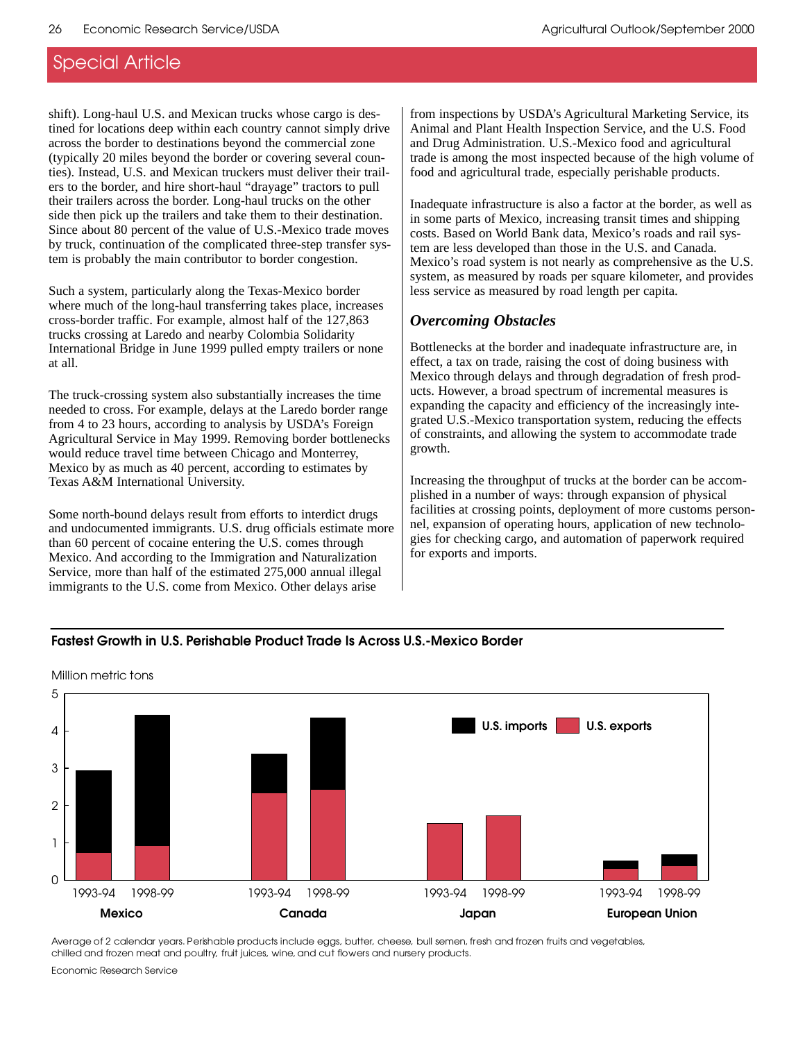## Special Article

shift). Long-haul U.S. and Mexican trucks whose cargo is destined for locations deep within each country cannot simply drive across the border to destinations beyond the commercial zone (typically 20 miles beyond the border or covering several counties). Instead, U.S. and Mexican truckers must deliver their trailers to the border, and hire short-haul "drayage" tractors to pull their trailers across the border. Long-haul trucks on the other side then pick up the trailers and take them to their destination. Since about 80 percent of the value of U.S.-Mexico trade moves by truck, continuation of the complicated three-step transfer system is probably the main contributor to border congestion.

Such a system, particularly along the Texas-Mexico border where much of the long-haul transferring takes place, increases cross-border traffic. For example, almost half of the 127,863 trucks crossing at Laredo and nearby Colombia Solidarity International Bridge in June 1999 pulled empty trailers or none at all.

The truck-crossing system also substantially increases the time needed to cross. For example, delays at the Laredo border range from 4 to 23 hours, according to analysis by USDA's Foreign Agricultural Service in May 1999. Removing border bottlenecks would reduce travel time between Chicago and Monterrey, Mexico by as much as 40 percent, according to estimates by Texas A&M International University.

Some north-bound delays result from efforts to interdict drugs and undocumented immigrants. U.S. drug officials estimate more than 60 percent of cocaine entering the U.S. comes through Mexico. And according to the Immigration and Naturalization Service, more than half of the estimated 275,000 annual illegal immigrants to the U.S. come from Mexico. Other delays arise from inspections by USDA's Agricultural Marketing Service, its Animal and Plant Health Inspection Service, and the U.S. Food and Drug Administration. U.S.-Mexico food and agricultural trade is among the most inspected because of the high volume of food and agricultural trade, especially perishable products.

Inadequate infrastructure is also a factor at the border, as well as in some parts of Mexico, increasing transit times and shipping costs. Based on World Bank data, Mexico's roads and rail system are less developed than those in the U.S. and Canada. Mexico's road system is not nearly as comprehensive as the U.S. system, as measured by roads per square kilometer, and provides less service as measured by road length per capita.

### *Overcoming Obstacles*

Bottlenecks at the border and inadequate infrastructure are, in effect, a tax on trade, raising the cost of doing business with Mexico through delays and through degradation of fresh products. However, a broad spectrum of incremental measures is expanding the capacity and efficiency of the increasingly integrated U.S.-Mexico transportation system, reducing the effects of constraints, and allowing the system to accommodate trade growth.

Increasing the throughput of trucks at the border can be accomplished in a number of ways: through expansion of physical facilities at crossing points, deployment of more customs personnel, expansion of operating hours, application of new technologies for checking cargo, and automation of paperwork required for exports and imports.

**Fastest Growth in U.S. Perishable Product Trade Is Across U.S.-Mexico Border**

Million metric tons

| Partner | Period | U.S. exports (approx.) | U.S. imports (approx.) | Total (approx.) |
|---|---|---|---|---|
| Mexico | 1993-94 | 0.7 | 2.2 | 2.9 |
| Mexico | 1998-99 | 0.9 | 3.5 | 4.4 |
| Canada | 1993-94 | 2.3 | 1.1 | 3.4 |
| Canada | 1998-99 | 2.4 | 1.9 | 4.3 |
| Japan | 1993-94 | 1.5 | 0 | 1.5 |
| Japan | 1998-99 | 1.7 | 0 | 1.7 |
| European Union | 1993-94 | 0.3 | 0.2 | 0.5 |
| European Union | 1998-99 | 0.4 | 0.3 | 0.7 |

Average of 2 calendar years. Perishable products include eggs, butter, cheese, bull semen, fresh and frozen fruits and vegetables, chilled and frozen meat and poultry, fruit juices, wine, and cut flowers and nursery products.

Economic Research Service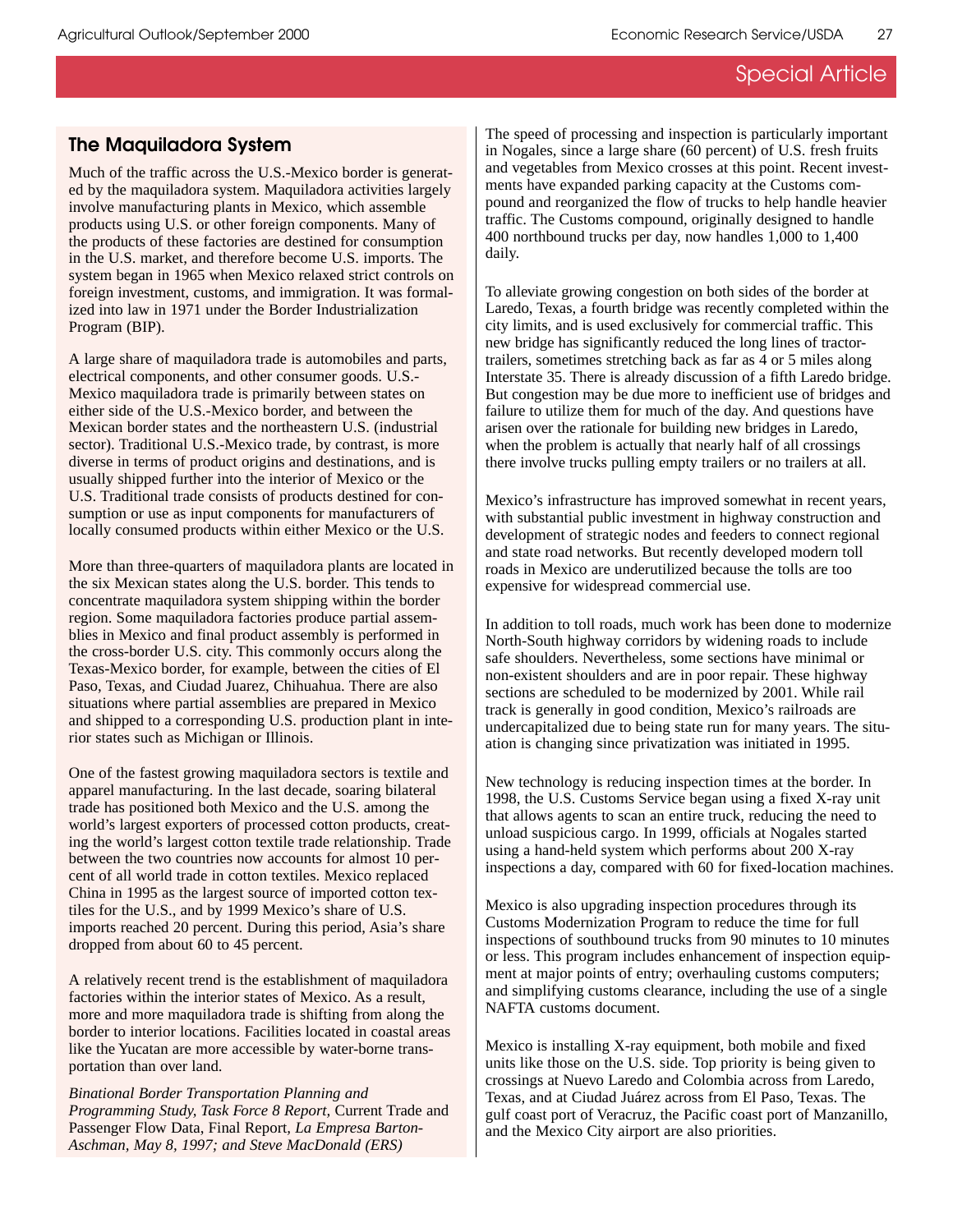## The Maquiladora System

Much of the traffic across the U.S.-Mexico border is generated by the maquiladora system. Maquiladora activities largely involve manufacturing plants in Mexico, which assemble products using U.S. or other foreign components. Many of the products of these factories are destined for consumption in the U.S. market, and therefore become U.S. imports. The system began in 1965 when Mexico relaxed strict controls on foreign investment, customs, and immigration. It was formalized into law in 1971 under the Border Industrialization Program (BIP).

A large share of maquiladora trade is automobiles and parts, electrical components, and other consumer goods. U.S.-Mexico maquiladora trade is primarily between states on either side of the U.S.-Mexico border, and between the Mexican border states and the northeastern U.S. (industrial sector). Traditional U.S.-Mexico trade, by contrast, is more diverse in terms of product origins and destinations, and is usually shipped further into the interior of Mexico or the U.S. Traditional trade consists of products destined for consumption or use as input components for manufacturers of locally consumed products within either Mexico or the U.S.

More than three-quarters of maquiladora plants are located in the six Mexican states along the U.S. border. This tends to concentrate maquiladora system shipping within the border region. Some maquiladora factories produce partial assemblies in Mexico and final product assembly is performed in the cross-border U.S. city. This commonly occurs along the Texas-Mexico border, for example, between the cities of El Paso, Texas, and Ciudad Juarez, Chihuahua. There are also situations where partial assemblies are prepared in Mexico and shipped to a corresponding U.S. production plant in interior states such as Michigan or Illinois.

One of the fastest growing maquiladora sectors is textile and apparel manufacturing. In the last decade, soaring bilateral trade has positioned both Mexico and the U.S. among the world's largest exporters of processed cotton products, creating the world's largest cotton textile trade relationship. Trade between the two countries now accounts for almost 10 percent of all world trade in cotton textiles. Mexico replaced China in 1995 as the largest source of imported cotton textiles for the U.S., and by 1999 Mexico's share of U.S. imports reached 20 percent. During this period, Asia's share dropped from about 60 to 45 percent.

A relatively recent trend is the establishment of maquiladora factories within the interior states of Mexico. As a result, more and more maquiladora trade is shifting from along the border to interior locations. Facilities located in coastal areas like the Yucatan are more accessible by water-borne transportation than over land.

*Binational Border Transportation Planning and Programming Study, Task Force 8 Report,* Current Trade and Passenger Flow Data, Final Report, *La Empresa Barton-Aschman, May 8, 1997; and Steve MacDonald (ERS)*

The speed of processing and inspection is particularly important in Nogales, since a large share (60 percent) of U.S. fresh fruits and vegetables from Mexico crosses at this point. Recent investments have expanded parking capacity at the Customs compound and reorganized the flow of trucks to help handle heavier traffic. The Customs compound, originally designed to handle 400 northbound trucks per day, now handles 1,000 to 1,400 daily.

To alleviate growing congestion on both sides of the border at Laredo, Texas, a fourth bridge was recently completed within the city limits, and is used exclusively for commercial traffic. This new bridge has significantly reduced the long lines of tractor-trailers, sometimes stretching back as far as 4 or 5 miles along Interstate 35. There is already discussion of a fifth Laredo bridge. But congestion may be due more to inefficient use of bridges and failure to utilize them for much of the day. And questions have arisen over the rationale for building new bridges in Laredo, when the problem is actually that nearly half of all crossings there involve trucks pulling empty trailers or no trailers at all.

Mexico's infrastructure has improved somewhat in recent years, with substantial public investment in highway construction and development of strategic nodes and feeders to connect regional and state road networks. But recently developed modern toll roads in Mexico are underutilized because the tolls are too expensive for widespread commercial use.

In addition to toll roads, much work has been done to modernize North-South highway corridors by widening roads to include safe shoulders. Nevertheless, some sections have minimal or non-existent shoulders and are in poor repair. These highway sections are scheduled to be modernized by 2001. While rail track is generally in good condition, Mexico's railroads are undercapitalized due to being state run for many years. The situation is changing since privatization was initiated in 1995.

New technology is reducing inspection times at the border. In 1998, the U.S. Customs Service began using a fixed X-ray unit that allows agents to scan an entire truck, reducing the need to unload suspicious cargo. In 1999, officials at Nogales started using a hand-held system which performs about 200 X-ray inspections a day, compared with 60 for fixed-location machines.

Mexico is also upgrading inspection procedures through its Customs Modernization Program to reduce the time for full inspections of southbound trucks from 90 minutes to 10 minutes or less. This program includes enhancement of inspection equipment at major points of entry; overhauling customs computers; and simplifying customs clearance, including the use of a single NAFTA customs document.

Mexico is installing X-ray equipment, both mobile and fixed units like those on the U.S. side. Top priority is being given to crossings at Nuevo Laredo and Colombia across from Laredo, Texas, and at Ciudad Juárez across from El Paso, Texas. The gulf coast port of Veracruz, the Pacific coast port of Manzanillo, and the Mexico City airport are also priorities.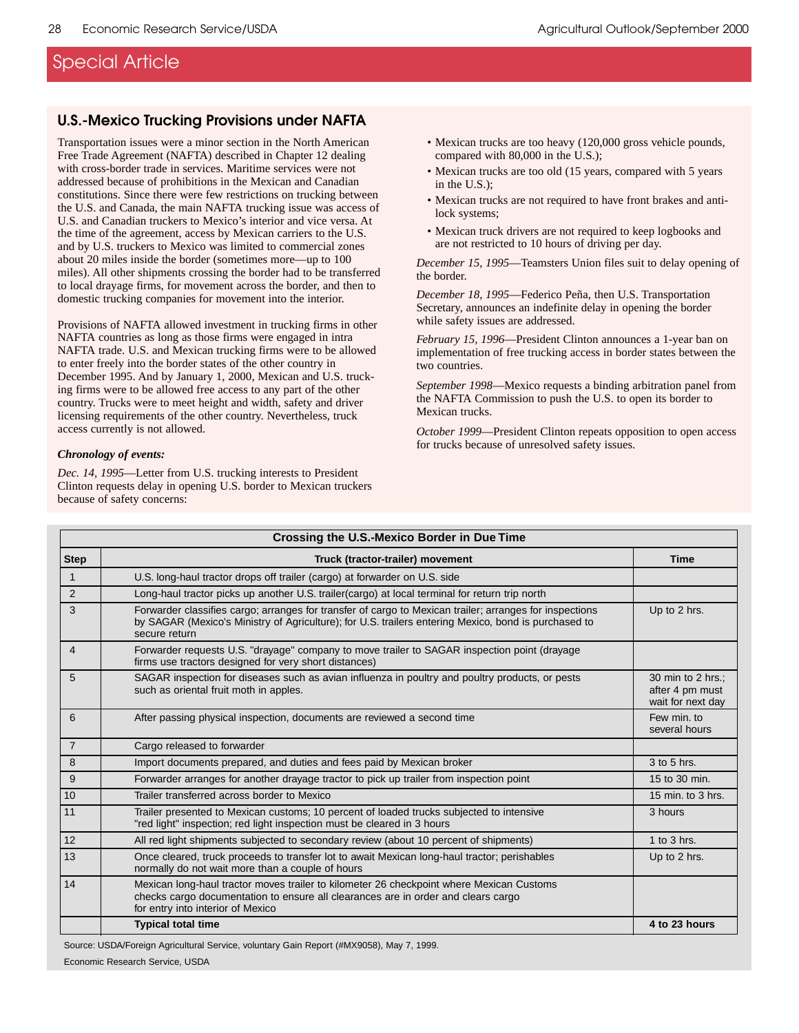## Special Article

### U.S.-Mexico Trucking Provisions under NAFTA

Transportation issues were a minor section in the North American Free Trade Agreement (NAFTA) described in Chapter 12 dealing with cross-border trade in services. Maritime services were not addressed because of prohibitions in the Mexican and Canadian constitutions. Since there were few restrictions on trucking between the U.S. and Canada, the main NAFTA trucking issue was access of U.S. and Canadian truckers to Mexico's interior and vice versa. At the time of the agreement, access by Mexican carriers to the U.S. and by U.S. truckers to Mexico was limited to commercial zones about 20 miles inside the border (sometimes more—up to 100 miles). All other shipments crossing the border had to be transferred to local drayage firms, for movement across the border, and then to domestic trucking companies for movement into the interior.

Provisions of NAFTA allowed investment in trucking firms in other NAFTA countries as long as those firms were engaged in intra NAFTA trade. U.S. and Mexican trucking firms were to be allowed to enter freely into the border states of the other country in December 1995. And by January 1, 2000, Mexican and U.S. trucking firms were to be allowed free access to any part of the other country. Trucks were to meet height and width, safety and driver licensing requirements of the other country. Nevertheless, truck access currently is not allowed.

***Chronology of events:***

*Dec. 14, 1995*—Letter from U.S. trucking interests to President Clinton requests delay in opening U.S. border to Mexican truckers because of safety concerns:

- Mexican trucks are too heavy (120,000 gross vehicle pounds, compared with 80,000 in the U.S.);
- Mexican trucks are too old (15 years, compared with 5 years in the U.S.);
- Mexican trucks are not required to have front brakes and anti-lock systems;
- Mexican truck drivers are not required to keep logbooks and are not restricted to 10 hours of driving per day.

*December 15, 1995*—Teamsters Union files suit to delay opening of the border.

*December 18, 1995*—Federico Peña, then U.S. Transportation Secretary, announces an indefinite delay in opening the border while safety issues are addressed.

*February 15, 1996*—President Clinton announces a 1-year ban on implementation of free trucking access in border states between the two countries.

*September 1998*—Mexico requests a binding arbitration panel from the NAFTA Commission to push the U.S. to open its border to Mexican trucks.

*October 1999*—President Clinton repeats opposition to open access for trucks because of unresolved safety issues.

**Crossing the U.S.-Mexico Border in Due Time**

| Step | Truck (tractor-trailer) movement | Time |
|---|---|---|
| 1 | U.S. long-haul tractor drops off trailer (cargo) at forwarder on U.S. side | |
| 2 | Long-haul tractor picks up another U.S. trailer(cargo) at local terminal for return trip north | |
| 3 | Forwarder classifies cargo; arranges for transfer of cargo to Mexican trailer; arranges for inspections by SAGAR (Mexico's Ministry of Agriculture); for U.S. trailers entering Mexico, bond is purchased to secure return | Up to 2 hrs. |
| 4 | Forwarder requests U.S. "drayage" company to move trailer to SAGAR inspection point (drayage firms use tractors designed for very short distances) | |
| 5 | SAGAR inspection for diseases such as avian influenza in poultry and poultry products, or pests such as oriental fruit moth in apples. | 30 min to 2 hrs.; after 4 pm must wait for next day |
| 6 | After passing physical inspection, documents are reviewed a second time | Few min. to several hours |
| 7 | Cargo released to forwarder | |
| 8 | Import documents prepared, and duties and fees paid by Mexican broker | 3 to 5 hrs. |
| 9 | Forwarder arranges for another drayage tractor to pick up trailer from inspection point | 15 to 30 min. |
| 10 | Trailer transferred across border to Mexico | 15 min. to 3 hrs. |
| 11 | Trailer presented to Mexican customs; 10 percent of loaded trucks subjected to intensive "red light" inspection; red light inspection must be cleared in 3 hours | 3 hours |
| 12 | All red light shipments subjected to secondary review (about 10 percent of shipments) | 1 to 3 hrs. |
| 13 | Once cleared, truck proceeds to transfer lot to await Mexican long-haul tractor; perishables normally do not wait more than a couple of hours | Up to 2 hrs. |
| 14 | Mexican long-haul tractor moves trailer to kilometer 26 checkpoint where Mexican Customs checks cargo documentation to ensure all clearances are in order and clears cargo for entry into interior of Mexico | |
| | **Typical total time** | **4 to 23 hours** |

Source: USDA/Foreign Agricultural Service, voluntary Gain Report (#MX9058), May 7, 1999.

Economic Research Service, USDA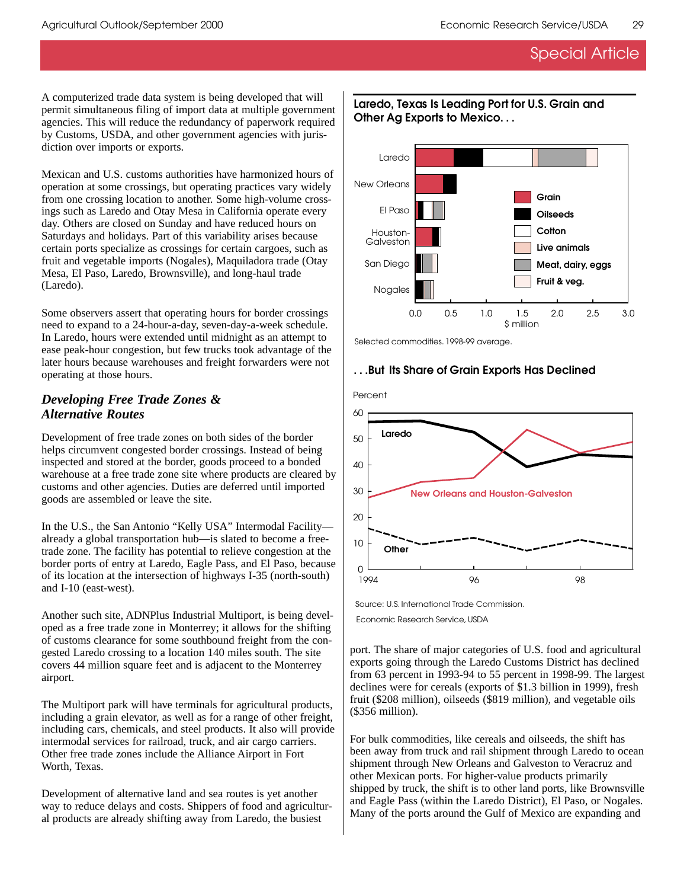## Special Article

A computerized trade data system is being developed that will permit simultaneous filing of import data at multiple government agencies. This will reduce the redundancy of paperwork required by Customs, USDA, and other government agencies with jurisdiction over imports or exports.

Mexican and U.S. customs authorities have harmonized hours of operation at some crossings, but operating practices vary widely from one crossing location to another. Some high-volume crossings such as Laredo and Otay Mesa in California operate every day. Others are closed on Sunday and have reduced hours on Saturdays and holidays. Part of this variability arises because certain ports specialize as crossings for certain cargoes, such as fruit and vegetable imports (Nogales), Maquiladora trade (Otay Mesa, El Paso, Laredo, Brownsville), and long-haul trade (Laredo).

Some observers assert that operating hours for border crossings need to expand to a 24-hour-a-day, seven-day-a-week schedule. In Laredo, hours were extended until midnight as an attempt to ease peak-hour congestion, but few trucks took advantage of the later hours because warehouses and freight forwarders were not operating at those hours.

### *Developing Free Trade Zones & Alternative Routes*

Development of free trade zones on both sides of the border helps circumvent congested border crossings. Instead of being inspected and stored at the border, goods proceed to a bonded warehouse at a free trade zone site where products are cleared by customs and other agencies. Duties are deferred until imported goods are assembled or leave the site.

In the U.S., the San Antonio "Kelly USA" Intermodal Facility—already a global transportation hub—is slated to become a free-trade zone. The facility has potential to relieve congestion at the border ports of entry at Laredo, Eagle Pass, and El Paso, because of its location at the intersection of highways I-35 (north-south) and I-10 (east-west).

Another such site, ADNPlus Industrial Multiport, is being developed as a free trade zone in Monterrey; it allows for the shifting of customs clearance for some southbound freight from the congested Laredo crossing to a location 140 miles south. The site covers 44 million square feet and is adjacent to the Monterrey airport.

The Multiport park will have terminals for agricultural products, including a grain elevator, as well as for a range of other freight, including cars, chemicals, and steel products. It also will provide intermodal services for railroad, truck, and air cargo carriers. Other free trade zones include the Alliance Airport in Fort Worth, Texas.

Development of alternative land and sea routes is yet another way to reduce delays and costs. Shippers of food and agricultural products are already shifting away from Laredo, the busiest port. The share of major categories of U.S. food and agricultural exports going through the Laredo Customs District has declined from 63 percent in 1993-94 to 55 percent in 1998-99. The largest declines were for cereals (exports of $1.3 billion in 1999), fresh fruit ($208 million), oilseeds ($819 million), and vegetable oils ($356 million).

For bulk commodities, like cereals and oilseeds, the shift has been away from truck and rail shipment through Laredo to ocean shipment through New Orleans and Galveston to Veracruz and other Mexican ports. For higher-value products primarily shipped by truck, the shift is to other land ports, like Brownsville and Eagle Pass (within the Laredo District), El Paso, or Nogales. Many of the ports around the Gulf of Mexico are expanding and

**Laredo, Texas Is Leading Port for U.S. Grain and Other Ag Exports to Mexico. . .**

Selected commodities. 1998-99 average.

**. . .But Its Share of Grain Exports Has Declined**

Source: U.S. International Trade Commission.

Economic Research Service, USDA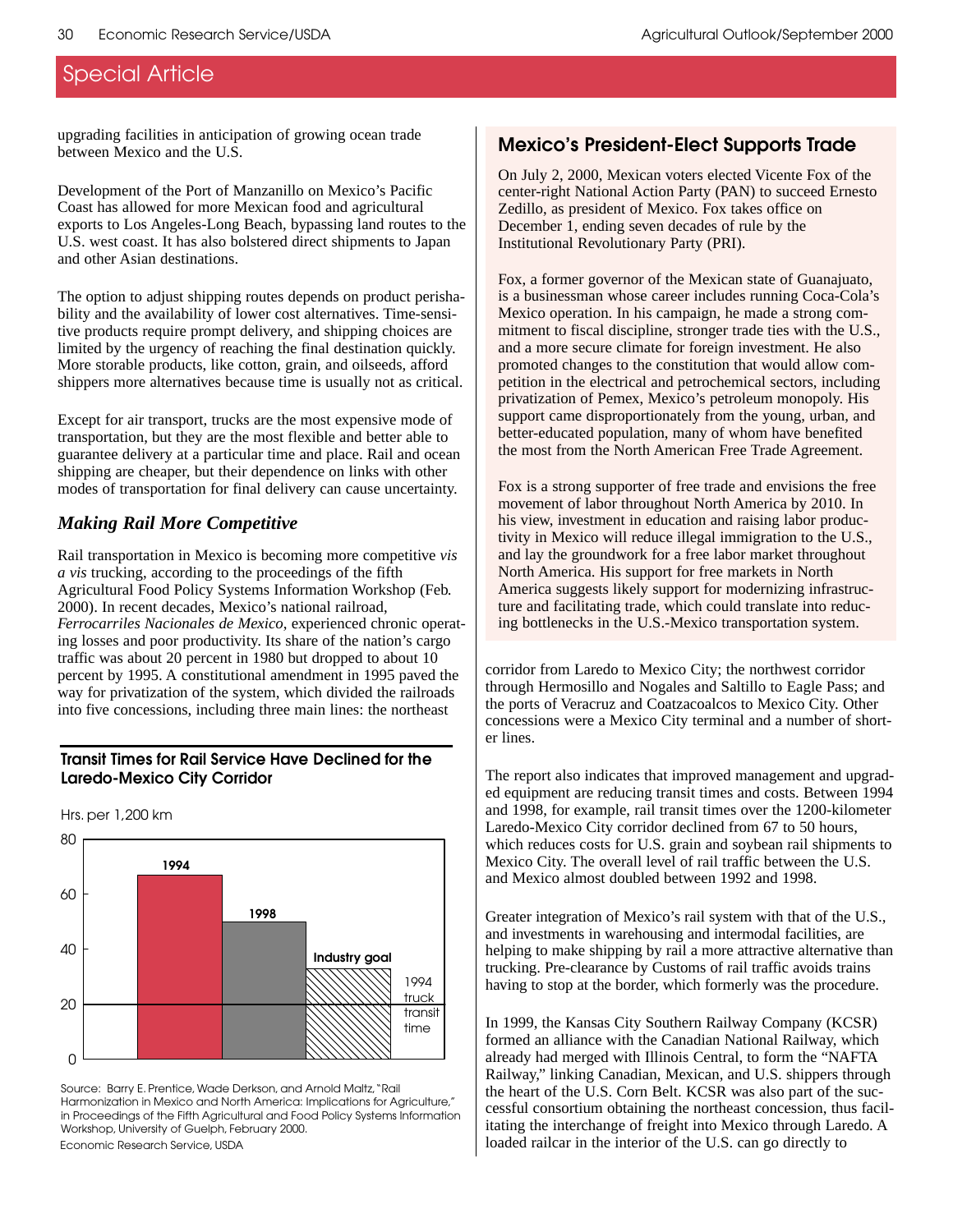## Special Article

upgrading facilities in anticipation of growing ocean trade between Mexico and the U.S.

Development of the Port of Manzanillo on Mexico's Pacific Coast has allowed for more Mexican food and agricultural exports to Los Angeles-Long Beach, bypassing land routes to the U.S. west coast. It has also bolstered direct shipments to Japan and other Asian destinations.

The option to adjust shipping routes depends on product perishability and the availability of lower cost alternatives. Time-sensitive products require prompt delivery, and shipping choices are limited by the urgency of reaching the final destination quickly. More storable products, like cotton, grain, and oilseeds, afford shippers more alternatives because time is usually not as critical.

Except for air transport, trucks are the most expensive mode of transportation, but they are the most flexible and better able to guarantee delivery at a particular time and place. Rail and ocean shipping are cheaper, but their dependence on links with other modes of transportation for final delivery can cause uncertainty.

### *Making Rail More Competitive*

Rail transportation in Mexico is becoming more competitive *vis a vis* trucking, according to the proceedings of the fifth Agricultural Food Policy Systems Information Workshop (Feb. 2000). In recent decades, Mexico's national railroad, *Ferrocarriles Nacionales de Mexico*, experienced chronic operating losses and poor productivity. Its share of the nation's cargo traffic was about 20 percent in 1980 but dropped to about 10 percent by 1995. A constitutional amendment in 1995 paved the way for privatization of the system, which divided the railroads into five concessions, including three main lines: the northeast corridor from Laredo to Mexico City; the northwest corridor through Hermosillo and Nogales and Saltillo to Eagle Pass; and the ports of Veracruz and Coatzacoalcos to Mexico City. Other concessions were a Mexico City terminal and a number of shorter lines.

**Transit Times for Rail Service Have Declined for the Laredo-Mexico City Corridor**

Hrs. per 1,200 km

| | Hours |
|---|---|
| 1994 | 67 |
| 1998 | 50 |
| Industry goal | 33 |
| 1994 truck transit time | 20 |

Source: Barry E. Prentice, Wade Derkson, and Arnold Maltz, "Rail Harmonization in Mexico and North America: Implications for Agriculture," in Proceedings of the Fifth Agricultural and Food Policy Systems Information Workshop, University of Guelph, February 2000.
Economic Research Service, USDA

The report also indicates that improved management and upgraded equipment are reducing transit times and costs. Between 1994 and 1998, for example, rail transit times over the 1200-kilometer Laredo-Mexico City corridor declined from 67 to 50 hours, which reduces costs for U.S. grain and soybean rail shipments to Mexico City. The overall level of rail traffic between the U.S. and Mexico almost doubled between 1992 and 1998.

Greater integration of Mexico's rail system with that of the U.S., and investments in warehousing and intermodal facilities, are helping to make shipping by rail a more attractive alternative than trucking. Pre-clearance by Customs of rail traffic avoids trains having to stop at the border, which formerly was the procedure.

In 1999, the Kansas City Southern Railway Company (KCSR) formed an alliance with the Canadian National Railway, which already had merged with Illinois Central, to form the "NAFTA Railway," linking Canadian, Mexican, and U.S. shippers through the heart of the U.S. Corn Belt. KCSR was also part of the successful consortium obtaining the northeast concession, thus facilitating the interchange of freight into Mexico through Laredo. A loaded railcar in the interior of the U.S. can go directly to

---

### Mexico's President-Elect Supports Trade

On July 2, 2000, Mexican voters elected Vicente Fox of the center-right National Action Party (PAN) to succeed Ernesto Zedillo, as president of Mexico. Fox takes office on December 1, ending seven decades of rule by the Institutional Revolutionary Party (PRI).

Fox, a former governor of the Mexican state of Guanajuato, is a businessman whose career includes running Coca-Cola's Mexico operation. In his campaign, he made a strong commitment to fiscal discipline, stronger trade ties with the U.S., and a more secure climate for foreign investment. He also promoted changes to the constitution that would allow competition in the electrical and petrochemical sectors, including privatization of Pemex, Mexico's petroleum monopoly. His support came disproportionately from the young, urban, and better-educated population, many of whom have benefited the most from the North American Free Trade Agreement.

Fox is a strong supporter of free trade and envisions the free movement of labor throughout North America by 2010. In his view, investment in education and raising labor productivity in Mexico will reduce illegal immigration to the U.S., and lay the groundwork for a free labor market throughout North America. His support for free markets in North America suggests likely support for modernizing infrastructure and facilitating trade, which could translate into reducing bottlenecks in the U.S.-Mexico transportation system.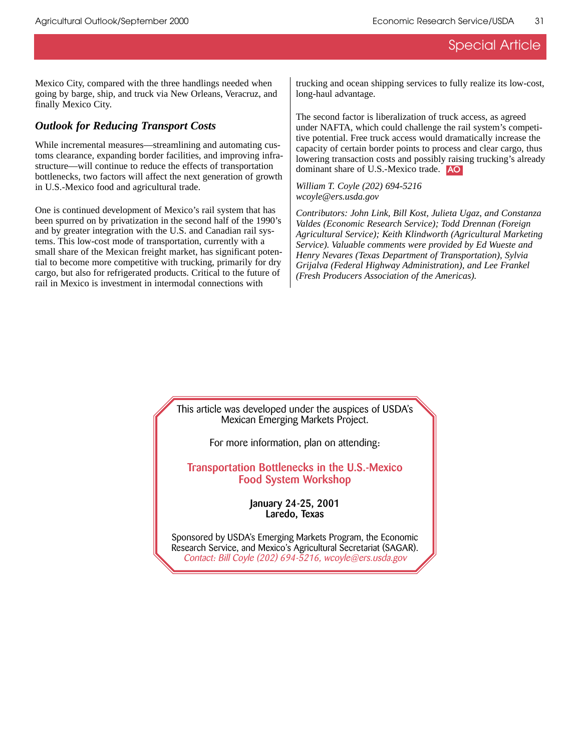Mexico City, compared with the three handlings needed when going by barge, ship, and truck via New Orleans, Veracruz, and finally Mexico City.

### *Outlook for Reducing Transport Costs*

While incremental measures—streamlining and automating customs clearance, expanding border facilities, and improving infrastructure—will continue to reduce the effects of transportation bottlenecks, two factors will affect the next generation of growth in U.S.-Mexico food and agricultural trade.

One is continued development of Mexico's rail system that has been spurred on by privatization in the second half of the 1990's and by greater integration with the U.S. and Canadian rail systems. This low-cost mode of transportation, currently with a small share of the Mexican freight market, has significant potential to become more competitive with trucking, primarily for dry cargo, but also for refrigerated products. Critical to the future of rail in Mexico is investment in intermodal connections with trucking and ocean shipping services to fully realize its low-cost, long-haul advantage.

The second factor is liberalization of truck access, as agreed under NAFTA, which could challenge the rail system's competitive potential. Free truck access would dramatically increase the capacity of certain border points to process and clear cargo, thus lowering transaction costs and possibly raising trucking's already dominant share of U.S.-Mexico trade. AO

*William T. Coyle (202) 694-5216*
*wcoyle@ers.usda.gov*

*Contributors: John Link, Bill Kost, Julieta Ugaz, and Constanza Valdes (Economic Research Service); Todd Drennan (Foreign Agricultural Service); Keith Klindworth (Agricultural Marketing Service). Valuable comments were provided by Ed Wueste and Henry Nevares (Texas Department of Transportation), Sylvia Grijalva (Federal Highway Administration), and Lee Frankel (Fresh Producers Association of the Americas).*

---

This article was developed under the auspices of USDA's Mexican Emerging Markets Project.

For more information, plan on attending:

**Transportation Bottlenecks in the U.S.-Mexico Food System Workshop**

**January 24-25, 2001**
**Laredo, Texas**

Sponsored by USDA's Emerging Markets Program, the Economic Research Service, and Mexico's Agricultural Secretariat (SAGAR).
*Contact: Bill Coyle (202) 694-5216, wcoyle@ers.usda.gov*